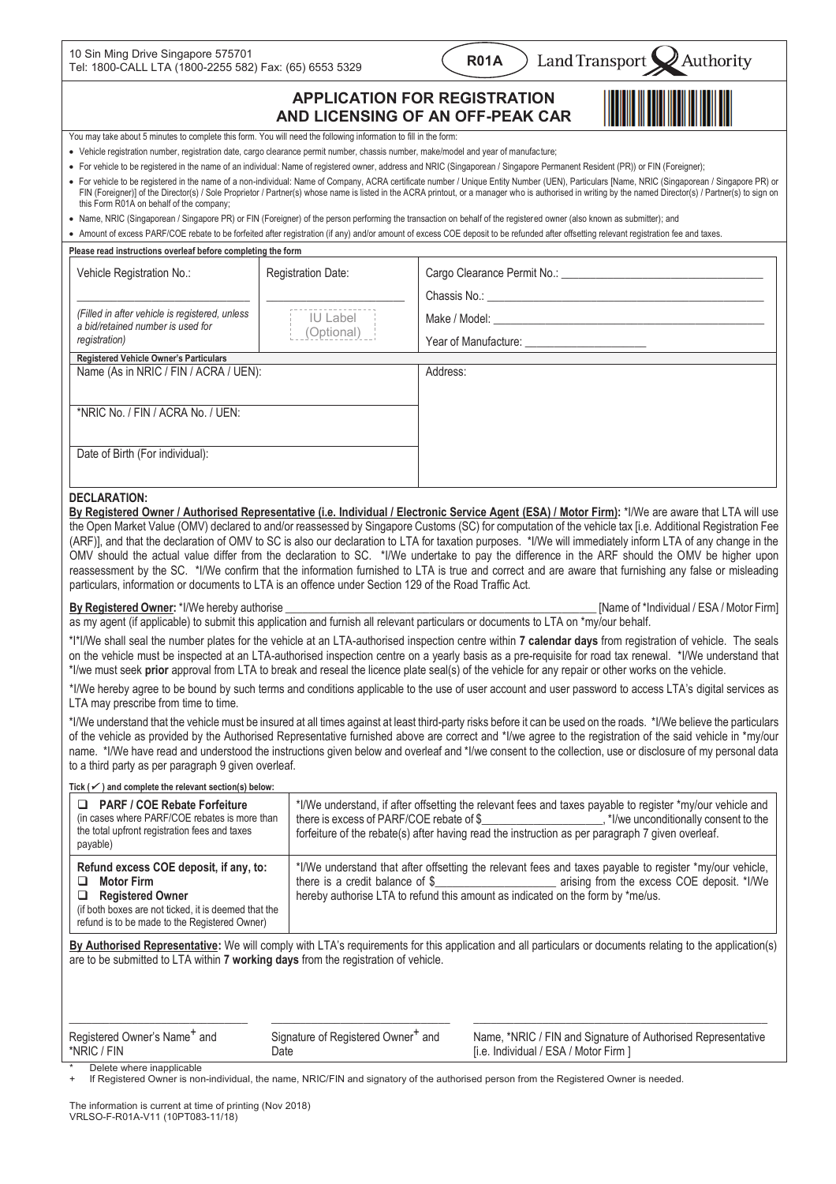10 Sin Ming Drive Singapore 575701
Tel: 1800-CALL LTA (1800-2255 582) Fax: (65) 6553 5329

**R01A** Land Transport Authority

# APPLICATION FOR REGISTRATION AND LICENSING OF AN OFF-PEAK CAR

You may take about 5 minutes to complete this form. You will need the following information to fill in the form:

- Vehicle registration number, registration date, cargo clearance permit number, chassis number, make/model and year of manufacture;
- For vehicle to be registered in the name of an individual: Name of registered owner, address and NRIC (Singaporean / Singapore Permanent Resident (PR)) or FIN (Foreigner);
- For vehicle to be registered in the name of a non-individual: Name of Company, ACRA certificate number / Unique Entity Number (UEN), Particulars [Name, NRIC (Singaporean / Singapore PR) or FIN (Foreigner)] of the Director(s) / Sole Proprietor / Partner(s) whose name is listed in the ACRA printout, or a manager who is authorised in writing by the named Director(s) / Partner(s) to sign on this Form R01A on behalf of the company;
- Name, NRIC (Singaporean / Singapore PR) or FIN (Foreigner) of the person performing the transaction on behalf of the registered owner (also known as submitter); and
- Amount of excess PARF/COE rebate to be forfeited after registration (if any) and/or amount of excess COE deposit to be refunded after offsetting relevant registration fee and taxes.

**Please read instructions overleaf before completing the form**

| Vehicle Registration No.: | Registration Date: | Cargo Clearance Permit No.: ______ |
|---|---|---|
| ______ | ______ | Chassis No.: ______ |
| *(Filled in after vehicle is registered, unless a bid/retained number is used for registration)* | IU Label (Optional) | Make / Model: ______ |
| | | Year of Manufacture: ______ |

**Registered Vehicle Owner's Particulars**

| Name (As in NRIC / FIN / ACRA / UEN): | Address: |
|---|---|
| *NRIC No. / FIN / ACRA No. / UEN: | |
| Date of Birth (For individual): | |

**DECLARATION:**

**By Registered Owner / Authorised Representative (i.e. Individual / Electronic Service Agent (ESA) / Motor Firm):** *I/We are aware that LTA will use the Open Market Value (OMV) declared to and/or reassessed by Singapore Customs (SC) for computation of the vehicle tax [i.e. Additional Registration Fee (ARF)], and that the declaration of OMV to SC is also our declaration to LTA for taxation purposes. *I/We will immediately inform LTA of any change in the OMV should the actual value differ from the declaration to SC. *I/We undertake to pay the difference in the ARF should the OMV be higher upon reassessment by the SC. *I/We confirm that the information furnished to LTA is true and correct and are aware that furnishing any false or misleading particulars, information or documents to LTA is an offence under Section 129 of the Road Traffic Act.

**By Registered Owner:** *I/We hereby authorise ______________________ [Name of *Individual / ESA / Motor Firm] as my agent (if applicable) to submit this application and furnish all relevant particulars or documents to LTA on *my/our behalf.

*I*I/We shall seal the number plates for the vehicle at an LTA-authorised inspection centre within **7 calendar days** from registration of vehicle. The seals on the vehicle must be inspected at an LTA-authorised inspection centre on a yearly basis as a pre-requisite for road tax renewal. *I/We understand that *I/we must seek **prior** approval from LTA to break and reseal the licence plate seal(s) of the vehicle for any repair or other works on the vehicle.

*I/We hereby agree to be bound by such terms and conditions applicable to the use of user account and user password to access LTA's digital services as LTA may prescribe from time to time.

*I/We understand that the vehicle must be insured at all times against at least third-party risks before it can be used on the roads. *I/We believe the particulars of the vehicle as provided by the Authorised Representative furnished above are correct and *I/we agree to the registration of the said vehicle in *my/our name. *I/We have read and understood the instructions given below and overleaf and *I/we consent to the collection, use or disclosure of my personal data to a third party as per paragraph 9 given overleaf.

**Tick (✓) and complete the relevant section(s) below:**

| | |
|---|---|
| ☐ **PARF / COE Rebate Forfeiture** (in cases where PARF/COE rebates is more than the total upfront registration fees and taxes payable) | *I/We understand, if after offsetting the relevant fees and taxes payable to register *my/our vehicle and there is excess of PARF/COE rebate of $__________, *I/we unconditionally consent to the forfeiture of the rebate(s) after having read the instruction as per paragraph 7 given overleaf. |
| **Refund excess COE deposit, if any, to:** ☐ **Motor Firm** ☐ **Registered Owner** (if both boxes are not ticked, it is deemed that the refund is to be made to the Registered Owner) | *I/We understand that after offsetting the relevant fees and taxes payable to register *my/our vehicle, there is a credit balance of $__________ arising from the excess COE deposit. *I/We hereby authorise LTA to refund this amount as indicated on the form by *me/us. |

**By Authorised Representative:** We will comply with LTA's requirements for this application and all particulars or documents relating to the application(s) are to be submitted to LTA within **7 working days** from the registration of vehicle.

| ______ | ______ | ______ |
|---|---|---|
| Registered Owner's Name+ and *NRIC / FIN | Signature of Registered Owner+ and Date | Name, *NRIC / FIN and Signature of Authorised Representative [i.e. Individual / ESA / Motor Firm ] |

\* Delete where inapplicable
\+ If Registered Owner is non-individual, the name, NRIC/FIN and signatory of the authorised person from the Registered Owner is needed.

The information is current at time of printing (Nov 2018)
VRLSO-F-R01A-V11 (10PT083-11/18)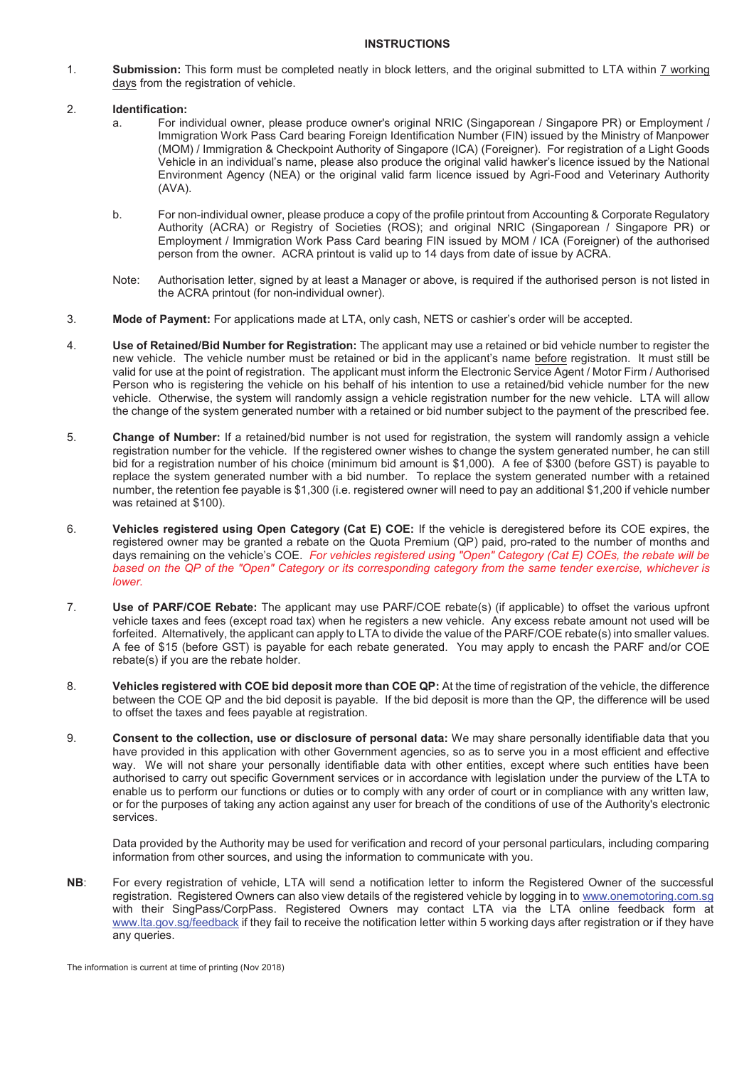## INSTRUCTIONS

1. **Submission:** This form must be completed neatly in block letters, and the original submitted to LTA within 7 working days from the registration of vehicle.

2. **Identification:**
   a. For individual owner, please produce owner's original NRIC (Singaporean / Singapore PR) or Employment / Immigration Work Pass Card bearing Foreign Identification Number (FIN) issued by the Ministry of Manpower (MOM) / Immigration & Checkpoint Authority of Singapore (ICA) (Foreigner). For registration of a Light Goods Vehicle in an individual's name, please also produce the original valid hawker's licence issued by the National Environment Agency (NEA) or the original valid farm licence issued by Agri-Food and Veterinary Authority (AVA).

   b. For non-individual owner, please produce a copy of the profile printout from Accounting & Corporate Regulatory Authority (ACRA) or Registry of Societies (ROS); and original NRIC (Singaporean / Singapore PR) or Employment / Immigration Work Pass Card bearing FIN issued by MOM / ICA (Foreigner) of the authorised person from the owner. ACRA printout is valid up to 14 days from date of issue by ACRA.

   Note: Authorisation letter, signed by at least a Manager or above, is required if the authorised person is not listed in the ACRA printout (for non-individual owner).

3. **Mode of Payment:** For applications made at LTA, only cash, NETS or cashier's order will be accepted.

4. **Use of Retained/Bid Number for Registration:** The applicant may use a retained or bid vehicle number to register the new vehicle. The vehicle number must be retained or bid in the applicant's name before registration. It must still be valid for use at the point of registration. The applicant must inform the Electronic Service Agent / Motor Firm / Authorised Person who is registering the vehicle on his behalf of his intention to use a retained/bid vehicle number for the new vehicle. Otherwise, the system will randomly assign a vehicle registration number for the new vehicle. LTA will allow the change of the system generated number with a retained or bid number subject to the payment of the prescribed fee.

5. **Change of Number:** If a retained/bid number is not used for registration, the system will randomly assign a vehicle registration number for the vehicle. If the registered owner wishes to change the system generated number, he can still bid for a registration number of his choice (minimum bid amount is $1,000). A fee of $300 (before GST) is payable to replace the system generated number with a bid number. To replace the system generated number with a retained number, the retention fee payable is $1,300 (i.e. registered owner will need to pay an additional $1,200 if vehicle number was retained at $100).

6. **Vehicles registered using Open Category (Cat E) COE:** If the vehicle is deregistered before its COE expires, the registered owner may be granted a rebate on the Quota Premium (QP) paid, pro-rated to the number of months and days remaining on the vehicle's COE. *For vehicles registered using "Open" Category (Cat E) COEs, the rebate will be based on the QP of the "Open" Category or its corresponding category from the same tender exercise, whichever is lower.*

7. **Use of PARF/COE Rebate:** The applicant may use PARF/COE rebate(s) (if applicable) to offset the various upfront vehicle taxes and fees (except road tax) when he registers a new vehicle. Any excess rebate amount not used will be forfeited. Alternatively, the applicant can apply to LTA to divide the value of the PARF/COE rebate(s) into smaller values. A fee of $15 (before GST) is payable for each rebate generated. You may apply to encash the PARF and/or COE rebate(s) if you are the rebate holder.

8. **Vehicles registered with COE bid deposit more than COE QP:** At the time of registration of the vehicle, the difference between the COE QP and the bid deposit is payable. If the bid deposit is more than the QP, the difference will be used to offset the taxes and fees payable at registration.

9. **Consent to the collection, use or disclosure of personal data:** We may share personally identifiable data that you have provided in this application with other Government agencies, so as to serve you in a most efficient and effective way. We will not share your personally identifiable data with other entities, except where such entities have been authorised to carry out specific Government services or in accordance with legislation under the purview of the LTA to enable us to perform our functions or duties or to comply with any order of court or in compliance with any written law, or for the purposes of taking any action against any user for breach of the conditions of use of the Authority's electronic services.

   Data provided by the Authority may be used for verification and record of your personal particulars, including comparing information from other sources, and using the information to communicate with you.

**NB**: For every registration of vehicle, LTA will send a notification letter to inform the Registered Owner of the successful registration. Registered Owners can also view details of the registered vehicle by logging in to www.onemotoring.com.sg with their SingPass/CorpPass. Registered Owners may contact LTA via the LTA online feedback form at www.lta.gov.sg/feedback if they fail to receive the notification letter within 5 working days after registration or if they have any queries.

The information is current at time of printing (Nov 2018)